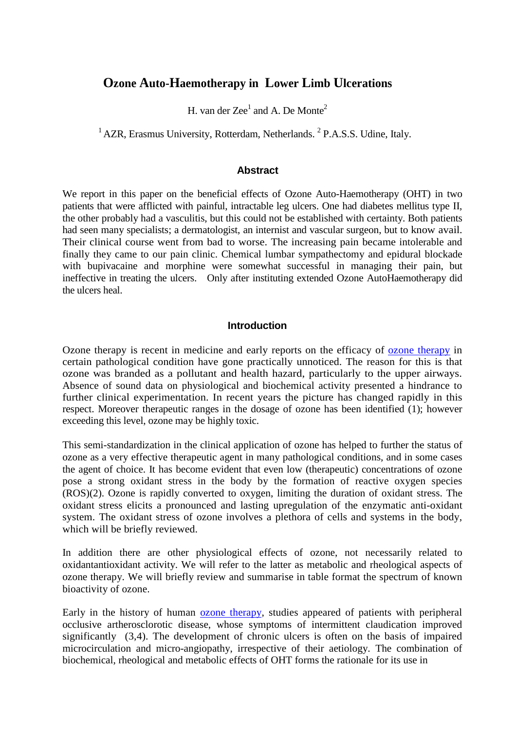# Ozone Auto-Haemotherapy in Lower Limb Ulcerations

H. van der Zee[1] and A. De Monte[2]

[1] AZR, Erasmus University, Rotterdam, Netherlands. [2] P.A.S.S. Udine, Italy.

## Abstract

We report in this paper on the beneficial effects of Ozone Auto-Haemotherapy (OHT) in two patients that were afflicted with painful, intractable leg ulcers. One had diabetes mellitus type II, the other probably had a vasculitis, but this could not be established with certainty. Both patients had seen many specialists; a dermatologist, an internist and vascular surgeon, but to know avail. Their clinical course went from bad to worse. The increasing pain became intolerable and finally they came to our pain clinic. Chemical lumbar sympathectomy and epidural blockade with bupivacaine and morphine were somewhat successful in managing their pain, but ineffective in treating the ulcers. Only after instituting extended Ozone AutoHaemotherapy did the ulcers heal.

## Introduction

Ozone therapy is recent in medicine and early reports on the efficacy of ozone therapy in certain pathological condition have gone practically unnoticed. The reason for this is that ozone was branded as a pollutant and health hazard, particularly to the upper airways. Absence of sound data on physiological and biochemical activity presented a hindrance to further clinical experimentation. In recent years the picture has changed rapidly in this respect. Moreover therapeutic ranges in the dosage of ozone has been identified (1); however exceeding this level, ozone may be highly toxic.

This semi-standardization in the clinical application of ozone has helped to further the status of ozone as a very effective therapeutic agent in many pathological conditions, and in some cases the agent of choice. It has become evident that even low (therapeutic) concentrations of ozone pose a strong oxidant stress in the body by the formation of reactive oxygen species (ROS)(2). Ozone is rapidly converted to oxygen, limiting the duration of oxidant stress. The oxidant stress elicits a pronounced and lasting upregulation of the enzymatic anti-oxidant system. The oxidant stress of ozone involves a plethora of cells and systems in the body, which will be briefly reviewed.

In addition there are other physiological effects of ozone, not necessarily related to oxidantantioxidant activity. We will refer to the latter as metabolic and rheological aspects of ozone therapy. We will briefly review and summarise in table format the spectrum of known bioactivity of ozone.

Early in the history of human ozone therapy, studies appeared of patients with peripheral occlusive artherosclorotic disease, whose symptoms of intermittent claudication improved significantly (3,4). The development of chronic ulcers is often on the basis of impaired microcirculation and micro-angiopathy, irrespective of their aetiology. The combination of biochemical, rheological and metabolic effects of OHT forms the rationale for its use in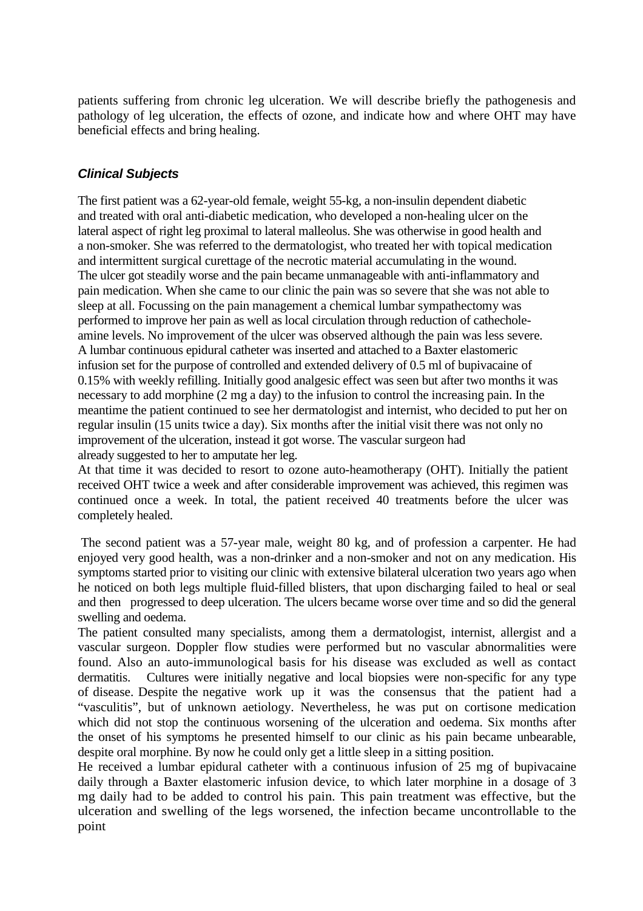patients suffering from chronic leg ulceration. We will describe briefly the pathogenesis and pathology of leg ulceration, the effects of ozone, and indicate how and where OHT may have beneficial effects and bring healing.

### *Clinical Subjects*

The first patient was a 62-year-old female, weight 55-kg, a non-insulin dependent diabetic and treated with oral anti-diabetic medication, who developed a non-healing ulcer on the lateral aspect of right leg proximal to lateral malleolus. She was otherwise in good health and a non-smoker. She was referred to the dermatologist, who treated her with topical medication and intermittent surgical curettage of the necrotic material accumulating in the wound. The ulcer got steadily worse and the pain became unmanageable with anti-inflammatory and pain medication. When she came to our clinic the pain was so severe that she was not able to sleep at all. Focussing on the pain management a chemical lumbar sympathectomy was performed to improve her pain as well as local circulation through reduction of cathechole-amine levels. No improvement of the ulcer was observed although the pain was less severe. A lumbar continuous epidural catheter was inserted and attached to a Baxter elastomeric infusion set for the purpose of controlled and extended delivery of 0.5 ml of bupivacaine of 0.15% with weekly refilling. Initially good analgesic effect was seen but after two months it was necessary to add morphine (2 mg a day) to the infusion to control the increasing pain. In the meantime the patient continued to see her dermatologist and internist, who decided to put her on regular insulin (15 units twice a day). Six months after the initial visit there was not only no improvement of the ulceration, instead it got worse. The vascular surgeon had already suggested to her to amputate her leg.

At that time it was decided to resort to ozone auto-heamotherapy (OHT). Initially the patient received OHT twice a week and after considerable improvement was achieved, this regimen was continued once a week. In total, the patient received 40 treatments before the ulcer was completely healed.

The second patient was a 57-year male, weight 80 kg, and of profession a carpenter. He had enjoyed very good health, was a non-drinker and a non-smoker and not on any medication. His symptoms started prior to visiting our clinic with extensive bilateral ulceration two years ago when he noticed on both legs multiple fluid-filled blisters, that upon discharging failed to heal or seal and then progressed to deep ulceration. The ulcers became worse over time and so did the general swelling and oedema.

The patient consulted many specialists, among them a dermatologist, internist, allergist and a vascular surgeon. Doppler flow studies were performed but no vascular abnormalities were found. Also an auto-immunological basis for his disease was excluded as well as contact dermatitis. Cultures were initially negative and local biopsies were non-specific for any type of disease. Despite the negative work up it was the consensus that the patient had a "vasculitis", but of unknown aetiology. Nevertheless, he was put on cortisone medication which did not stop the continuous worsening of the ulceration and oedema. Six months after the onset of his symptoms he presented himself to our clinic as his pain became unbearable, despite oral morphine. By now he could only get a little sleep in a sitting position.

He received a lumbar epidural catheter with a continuous infusion of 25 mg of bupivacaine daily through a Baxter elastomeric infusion device, to which later morphine in a dosage of 3 mg daily had to be added to control his pain. This pain treatment was effective, but the ulceration and swelling of the legs worsened, the infection became uncontrollable to the point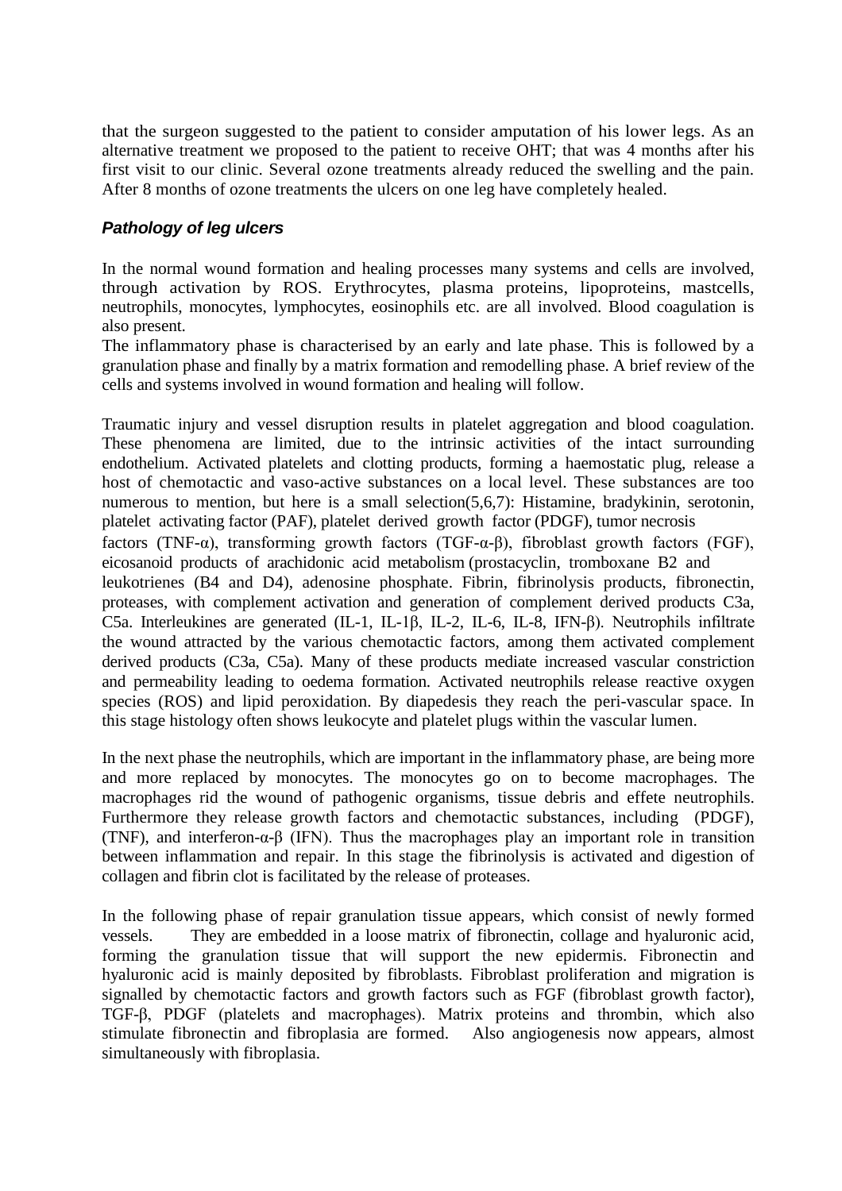that the surgeon suggested to the patient to consider amputation of his lower legs. As an alternative treatment we proposed to the patient to receive OHT; that was 4 months after his first visit to our clinic. Several ozone treatments already reduced the swelling and the pain. After 8 months of ozone treatments the ulcers on one leg have completely healed.

### *Pathology of leg ulcers*

In the normal wound formation and healing processes many systems and cells are involved, through activation by ROS. Erythrocytes, plasma proteins, lipoproteins, mastcells, neutrophils, monocytes, lymphocytes, eosinophils etc. are all involved. Blood coagulation is also present.

The inflammatory phase is characterised by an early and late phase. This is followed by a granulation phase and finally by a matrix formation and remodelling phase. A brief review of the cells and systems involved in wound formation and healing will follow.

Traumatic injury and vessel disruption results in platelet aggregation and blood coagulation. These phenomena are limited, due to the intrinsic activities of the intact surrounding endothelium. Activated platelets and clotting products, forming a haemostatic plug, release a host of chemotactic and vaso-active substances on a local level. These substances are too numerous to mention, but here is a small selection(5,6,7): Histamine, bradykinin, serotonin, platelet activating factor (PAF), platelet derived growth factor (PDGF), tumor necrosis factors (TNF-α), transforming growth factors (TGF-α-β), fibroblast growth factors (FGF), eicosanoid products of arachidonic acid metabolism (prostacyclin, tromboxane B2 and leukotrienes (B4 and D4), adenosine phosphate. Fibrin, fibrinolysis products, fibronectin, proteases, with complement activation and generation of complement derived products C3a, C5a. Interleukines are generated (IL-1, IL-1β, IL-2, IL-6, IL-8, IFN-β). Neutrophils infiltrate the wound attracted by the various chemotactic factors, among them activated complement derived products (C3a, C5a). Many of these products mediate increased vascular constriction and permeability leading to oedema formation. Activated neutrophils release reactive oxygen species (ROS) and lipid peroxidation. By diapedesis they reach the peri-vascular space. In this stage histology often shows leukocyte and platelet plugs within the vascular lumen.

In the next phase the neutrophils, which are important in the inflammatory phase, are being more and more replaced by monocytes. The monocytes go on to become macrophages. The macrophages rid the wound of pathogenic organisms, tissue debris and effete neutrophils. Furthermore they release growth factors and chemotactic substances, including (PDGF), (TNF), and interferon-α-β (IFN). Thus the macrophages play an important role in transition between inflammation and repair. In this stage the fibrinolysis is activated and digestion of collagen and fibrin clot is facilitated by the release of proteases.

In the following phase of repair granulation tissue appears, which consist of newly formed vessels. They are embedded in a loose matrix of fibronectin, collage and hyaluronic acid, forming the granulation tissue that will support the new epidermis. Fibronectin and hyaluronic acid is mainly deposited by fibroblasts. Fibroblast proliferation and migration is signalled by chemotactic factors and growth factors such as FGF (fibroblast growth factor), TGF-β, PDGF (platelets and macrophages). Matrix proteins and thrombin, which also stimulate fibronectin and fibroplasia are formed. Also angiogenesis now appears, almost simultaneously with fibroplasia.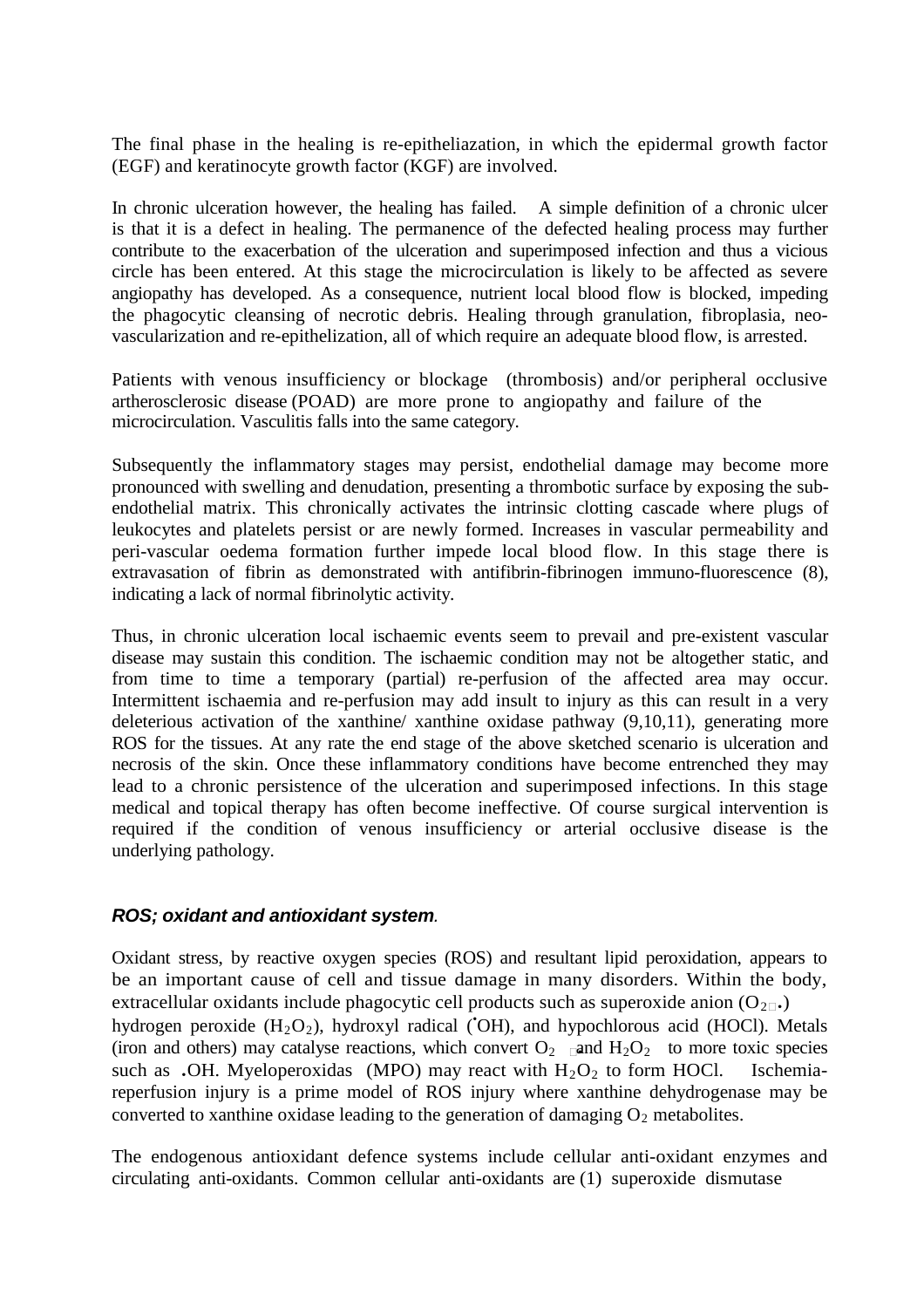The final phase in the healing is re-epitheliazation, in which the epidermal growth factor (EGF) and keratinocyte growth factor (KGF) are involved.

In chronic ulceration however, the healing has failed. A simple definition of a chronic ulcer is that it is a defect in healing. The permanence of the defected healing process may further contribute to the exacerbation of the ulceration and superimposed infection and thus a vicious circle has been entered. At this stage the microcirculation is likely to be affected as severe angiopathy has developed. As a consequence, nutrient local blood flow is blocked, impeding the phagocytic cleansing of necrotic debris. Healing through granulation, fibroplasia, neo-vascularization and re-epithelization, all of which require an adequate blood flow, is arrested.

Patients with venous insufficiency or blockage (thrombosis) and/or peripheral occlusive artherosclerosic disease (POAD) are more prone to angiopathy and failure of the microcirculation. Vasculitis falls into the same category.

Subsequently the inflammatory stages may persist, endothelial damage may become more pronounced with swelling and denudation, presenting a thrombotic surface by exposing the sub-endothelial matrix. This chronically activates the intrinsic clotting cascade where plugs of leukocytes and platelets persist or are newly formed. Increases in vascular permeability and peri-vascular oedema formation further impede local blood flow. In this stage there is extravasation of fibrin as demonstrated with antifibrin-fibrinogen immuno-fluorescence (8), indicating a lack of normal fibrinolytic activity.

Thus, in chronic ulceration local ischaemic events seem to prevail and pre-existent vascular disease may sustain this condition. The ischaemic condition may not be altogether static, and from time to time a temporary (partial) re-perfusion of the affected area may occur. Intermittent ischaemia and re-perfusion may add insult to injury as this can result in a very deleterious activation of the xanthine/ xanthine oxidase pathway (9,10,11), generating more ROS for the tissues. At any rate the end stage of the above sketched scenario is ulceration and necrosis of the skin. Once these inflammatory conditions have become entrenched they may lead to a chronic persistence of the ulceration and superimposed infections. In this stage medical and topical therapy has often become ineffective. Of course surgical intervention is required if the condition of venous insufficiency or arterial occlusive disease is the underlying pathology.

### *ROS; oxidant and antioxidant system.*

Oxidant stress, by reactive oxygen species (ROS) and resultant lipid peroxidation, appears to be an important cause of cell and tissue damage in many disorders. Within the body, extracellular oxidants include phagocytic cell products such as superoxide anion ($O_2^{-}$•) hydrogen peroxide ($H_2O_2$), hydroxyl radical (•OH), and hypochlorous acid (HOCl). Metals (iron and others) may catalyse reactions, which convert $O_2^{-}$• and $H_2O_2$ to more toxic species such as •OH. Myeloperoxidas (MPO) may react with $H_2O_2$ to form HOCl. Ischemia-reperfusion injury is a prime model of ROS injury where xanthine dehydrogenase may be converted to xanthine oxidase leading to the generation of damaging $O_2$ metabolites.

The endogenous antioxidant defence systems include cellular anti-oxidant enzymes and circulating anti-oxidants. Common cellular anti-oxidants are (1) superoxide dismutase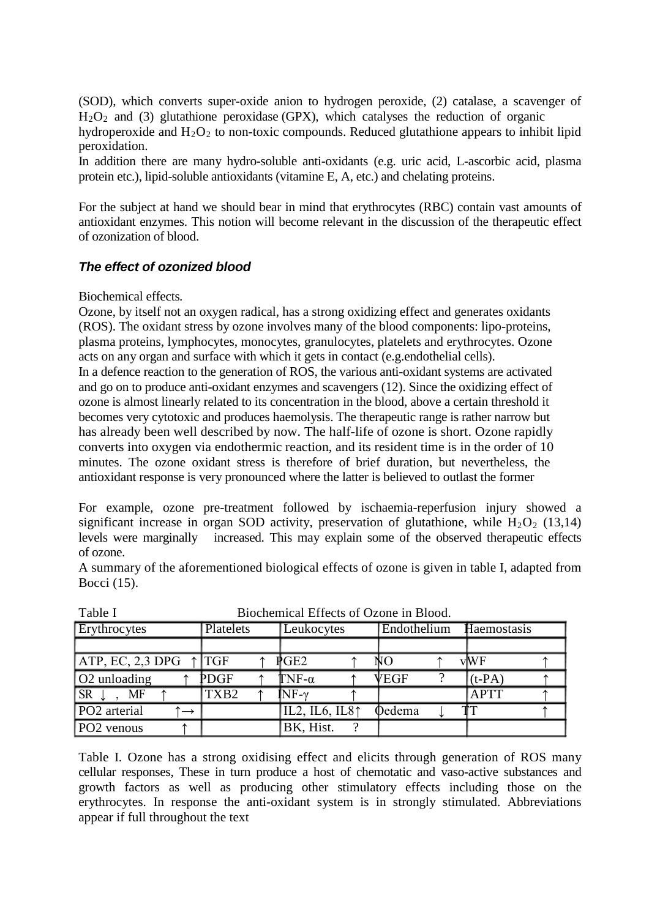(SOD), which converts super-oxide anion to hydrogen peroxide, (2) catalase, a scavenger of $H_2O_2$ and (3) glutathione peroxidase (GPX), which catalyses the reduction of organic hydroperoxide and $H_2O_2$ to non-toxic compounds. Reduced glutathione appears to inhibit lipid peroxidation.
In addition there are many hydro-soluble anti-oxidants (e.g. uric acid, L-ascorbic acid, plasma protein etc.), lipid-soluble antioxidants (vitamine E, A, etc.) and chelating proteins.

For the subject at hand we should bear in mind that erythrocytes (RBC) contain vast amounts of antioxidant enzymes. This notion will become relevant in the discussion of the therapeutic effect of ozonization of blood.

### *The effect of ozonized blood*

Biochemical effects.
Ozone, by itself not an oxygen radical, has a strong oxidizing effect and generates oxidants (ROS). The oxidant stress by ozone involves many of the blood components: lipo-proteins, plasma proteins, lymphocytes, monocytes, granulocytes, platelets and erythrocytes. Ozone acts on any organ and surface with which it gets in contact (e.g.endothelial cells).
In a defence reaction to the generation of ROS, the various anti-oxidant systems are activated and go on to produce anti-oxidant enzymes and scavengers (12). Since the oxidizing effect of ozone is almost linearly related to its concentration in the blood, above a certain threshold it becomes very cytotoxic and produces haemolysis. The therapeutic range is rather narrow but has already been well described by now. The half-life of ozone is short. Ozone rapidly converts into oxygen via endothermic reaction, and its resident time is in the order of 10 minutes. The ozone oxidant stress is therefore of brief duration, but nevertheless, the antioxidant response is very pronounced where the latter is believed to outlast the former

For example, ozone pre-treatment followed by ischaemia-reperfusion injury showed a significant increase in organ SOD activity, preservation of glutathione, while $H_2O_2$ (13,14) levels were marginally increased. This may explain some of the observed therapeutic effects of ozone.
A summary of the aforementioned biological effects of ozone is given in table I, adapted from Bocci (15).

Table I Biochemical Effects of Ozone in Blood.

| Erythrocytes | Platelets | Leukocytes | Endothelium | Haemostasis |
|---|---|---|---|---|
| | | | | |
| ATP, EC, 2,3 DPG ↑ | TGF ↑ | PGE2 ↑ | NO ↑ | vWF ↑ |
| O2 unloading ↑ | PDGF ↑ | TNF-α ↑ | VEGF ? | (t-PA) ↑ |
| SR ↓ , MF ↑ | TXB2 ↑ | INF-γ ↑ | | APTT ↑ |
| PO2 arterial ↑→ | | IL2, IL6, IL8↑ | Oedema ↓ | TT ↑ |
| PO2 venous ↑ | | BK, Hist. ? | | |

Table I. Ozone has a strong oxidising effect and elicits through generation of ROS many cellular responses, These in turn produce a host of chemotatic and vaso-active substances and growth factors as well as producing other stimulatory effects including those on the erythrocytes. In response the anti-oxidant system is in strongly stimulated. Abbreviations appear if full throughout the text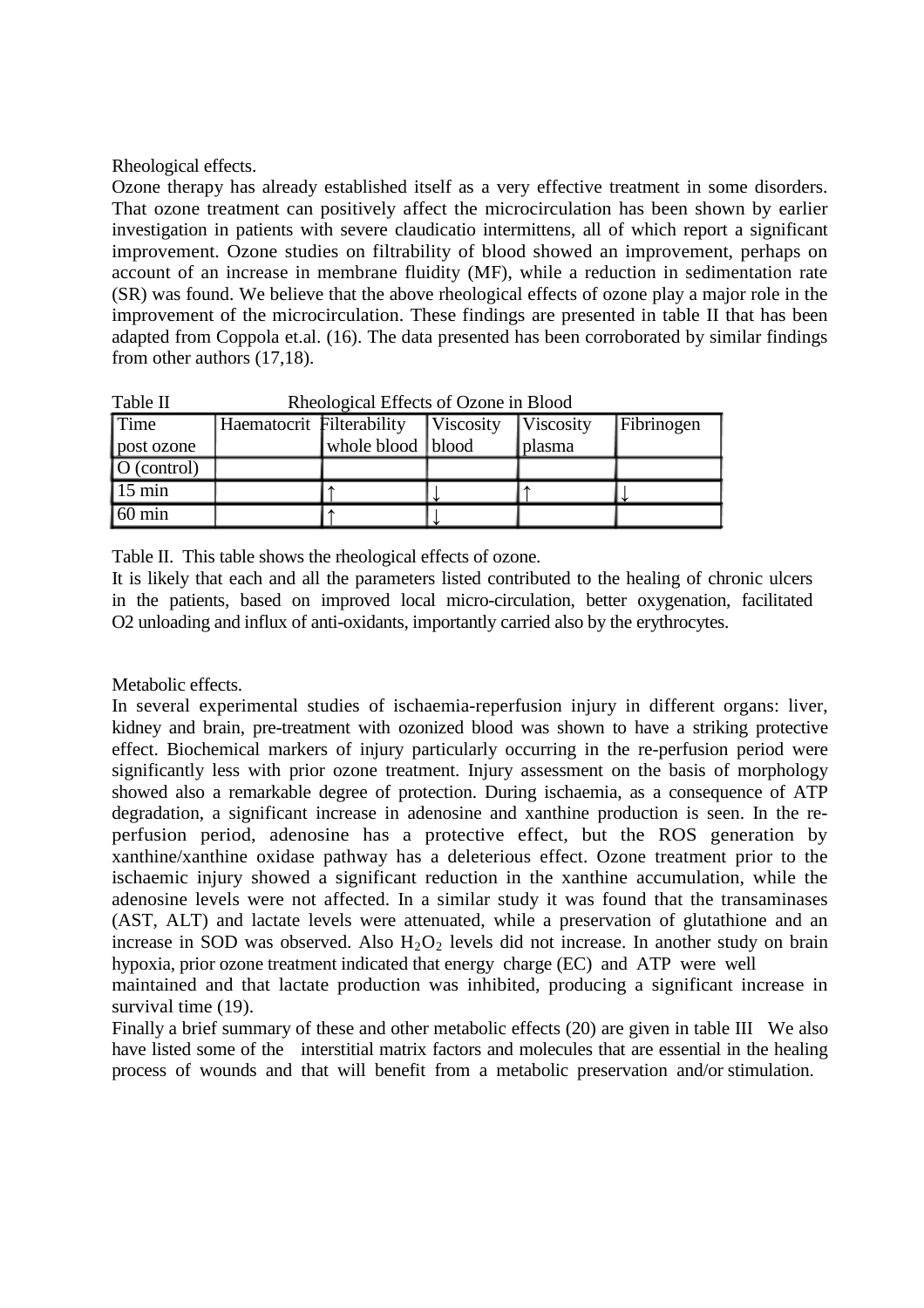Rheological effects.

Ozone therapy has already established itself as a very effective treatment in some disorders. That ozone treatment can positively affect the microcirculation has been shown by earlier investigation in patients with severe claudicatio intermittens, all of which report a significant improvement. Ozone studies on filtrability of blood showed an improvement, perhaps on account of an increase in membrane fluidity (MF), while a reduction in sedimentation rate (SR) was found. We believe that the above rheological effects of ozone play a major role in the improvement of the microcirculation. These findings are presented in table II that has been adapted from Coppola et.al. (16). The data presented has been corroborated by similar findings from other authors (17,18).

Table II Rheological Effects of Ozone in Blood

| Time post ozone | Haematocrit | Filterability whole blood | Viscosity blood | Viscosity plasma | Fibrinogen |
|---|---|---|---|---|---|
| O (control) | | | | | |
| 15 min | | ↑ | ↓ | ↑ | ↓ |
| 60 min | | ↑ | ↓ | | |

Table II. This table shows the rheological effects of ozone.

It is likely that each and all the parameters listed contributed to the healing of chronic ulcers in the patients, based on improved local micro-circulation, better oxygenation, facilitated O2 unloading and influx of anti-oxidants, importantly carried also by the erythrocytes.

Metabolic effects.

In several experimental studies of ischaemia-reperfusion injury in different organs: liver, kidney and brain, pre-treatment with ozonized blood was shown to have a striking protective effect. Biochemical markers of injury particularly occurring in the re-perfusion period were significantly less with prior ozone treatment. Injury assessment on the basis of morphology showed also a remarkable degree of protection. During ischaemia, as a consequence of ATP degradation, a significant increase in adenosine and xanthine production is seen. In the re-perfusion period, adenosine has a protective effect, but the ROS generation by xanthine/xanthine oxidase pathway has a deleterious effect. Ozone treatment prior to the ischaemic injury showed a significant reduction in the xanthine accumulation, while the adenosine levels were not affected. In a similar study it was found that the transaminases (AST, ALT) and lactate levels were attenuated, while a preservation of glutathione and an increase in SOD was observed. Also $H_2O_2$ levels did not increase. In another study on brain hypoxia, prior ozone treatment indicated that energy charge (EC) and ATP were well maintained and that lactate production was inhibited, producing a significant increase in survival time (19).

Finally a brief summary of these and other metabolic effects (20) are given in table III We also have listed some of the interstitial matrix factors and molecules that are essential in the healing process of wounds and that will benefit from a metabolic preservation and/or stimulation.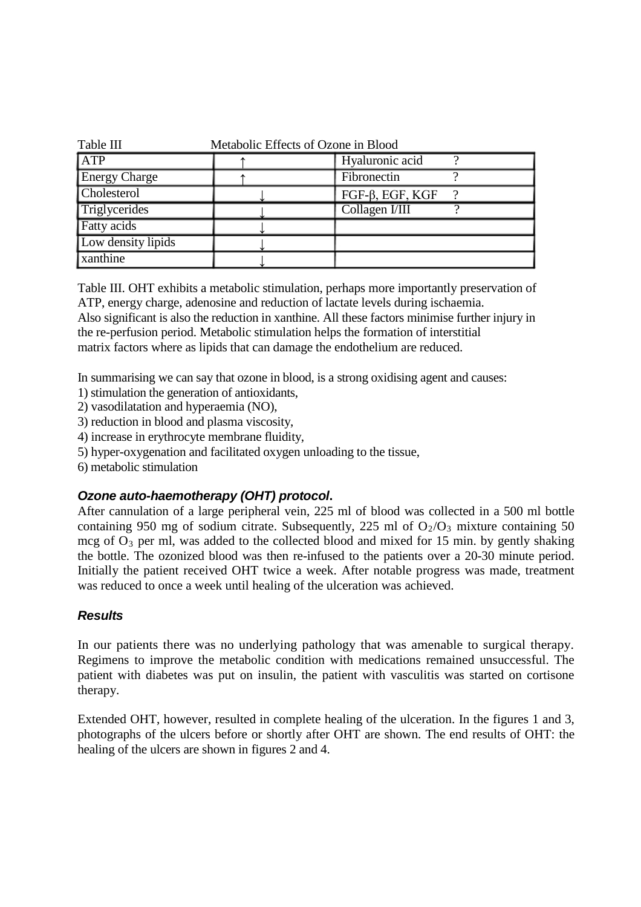Table III Metabolic Effects of Ozone in Blood

| | | |
|---|---|---|
| ATP | ↑ | Hyaluronic acid ? |
| Energy Charge | ↑ | Fibronectin ? |
| Cholesterol | ↓ | FGF-β, EGF, KGF ? |
| Triglycerides | ↓ | Collagen I/III ? |
| Fatty acids | ↓ | |
| Low density lipids | ↓ | |
| xanthine | ↓ | |

Table III. OHT exhibits a metabolic stimulation, perhaps more importantly preservation of ATP, energy charge, adenosine and reduction of lactate levels during ischaemia. Also significant is also the reduction in xanthine. All these factors minimise further injury in the re-perfusion period. Metabolic stimulation helps the formation of interstitial matrix factors where as lipids that can damage the endothelium are reduced.

In summarising we can say that ozone in blood, is a strong oxidising agent and causes:
1) stimulation the generation of antioxidants,
2) vasodilatation and hyperaemia (NO),
3) reduction in blood and plasma viscosity,
4) increase in erythrocyte membrane fluidity,
5) hyper-oxygenation and facilitated oxygen unloading to the tissue,
6) metabolic stimulation

### *Ozone auto-haemotherapy (OHT) protocol.*

After cannulation of a large peripheral vein, 225 ml of blood was collected in a 500 ml bottle containing 950 mg of sodium citrate. Subsequently, 225 ml of $O_2/O_3$ mixture containing 50 mcg of $O_3$ per ml, was added to the collected blood and mixed for 15 min. by gently shaking the bottle. The ozonized blood was then re-infused to the patients over a 20-30 minute period. Initially the patient received OHT twice a week. After notable progress was made, treatment was reduced to once a week until healing of the ulceration was achieved.

### *Results*

In our patients there was no underlying pathology that was amenable to surgical therapy. Regimens to improve the metabolic condition with medications remained unsuccessful. The patient with diabetes was put on insulin, the patient with vasculitis was started on cortisone therapy.

Extended OHT, however, resulted in complete healing of the ulceration. In the figures 1 and 3, photographs of the ulcers before or shortly after OHT are shown. The end results of OHT: the healing of the ulcers are shown in figures 2 and 4.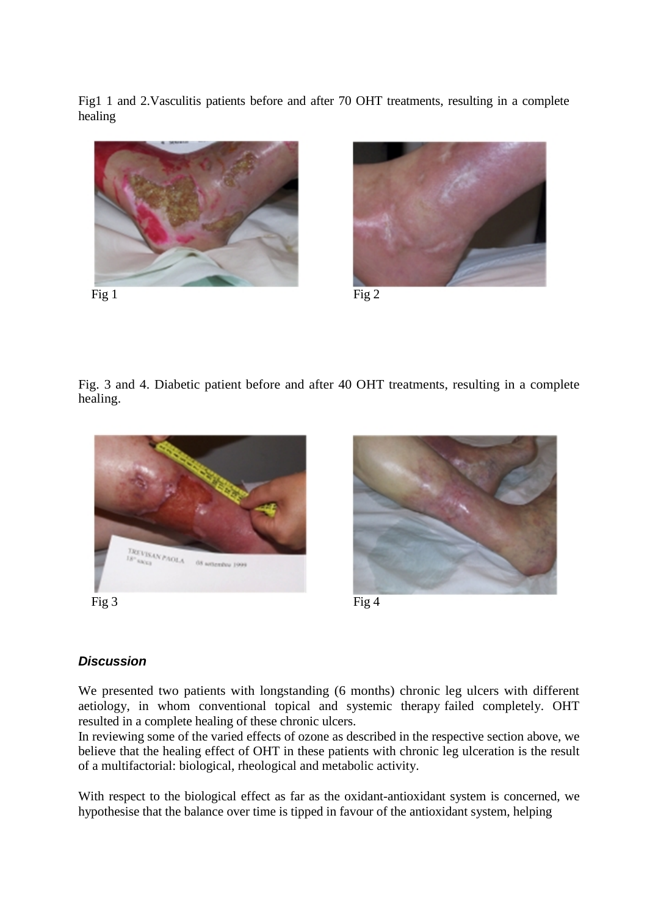Fig1 1 and 2.Vasculitis patients before and after 70 OHT treatments, resulting in a complete healing

Fig 1 Fig 2

Fig. 3 and 4. Diabetic patient before and after 40 OHT treatments, resulting in a complete healing.

Fig 3 Fig 4

### ***Discussion***

We presented two patients with longstanding (6 months) chronic leg ulcers with different aetiology, in whom conventional topical and systemic therapy failed completely. OHT resulted in a complete healing of these chronic ulcers.
In reviewing some of the varied effects of ozone as described in the respective section above, we believe that the healing effect of OHT in these patients with chronic leg ulceration is the result of a multifactorial: biological, rheological and metabolic activity.

With respect to the biological effect as far as the oxidant-antioxidant system is concerned, we hypothesise that the balance over time is tipped in favour of the antioxidant system, helping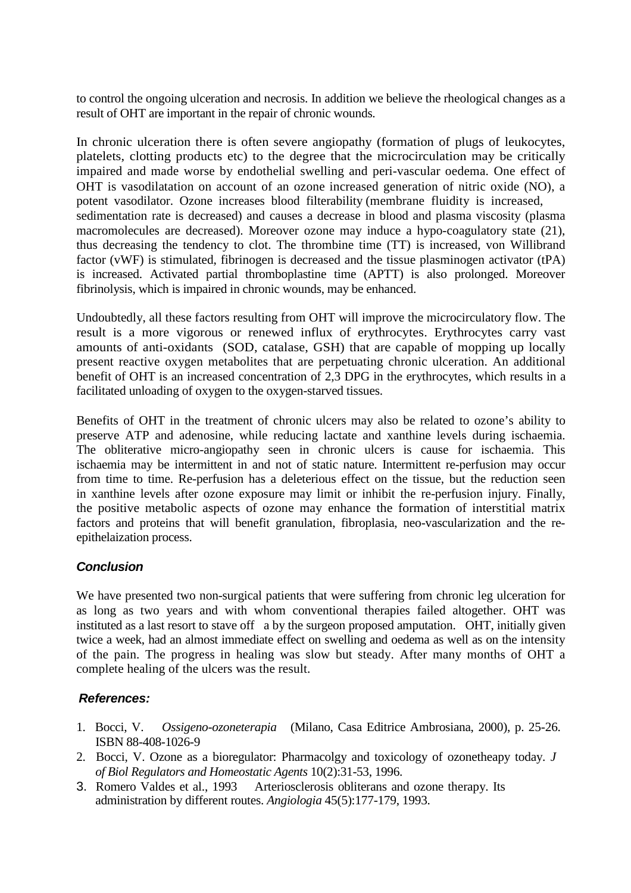to control the ongoing ulceration and necrosis. In addition we believe the rheological changes as a result of OHT are important in the repair of chronic wounds.

In chronic ulceration there is often severe angiopathy (formation of plugs of leukocytes, platelets, clotting products etc) to the degree that the microcirculation may be critically impaired and made worse by endothelial swelling and peri-vascular oedema. One effect of OHT is vasodilatation on account of an ozone increased generation of nitric oxide (NO), a potent vasodilator. Ozone increases blood filterability (membrane fluidity is increased, sedimentation rate is decreased) and causes a decrease in blood and plasma viscosity (plasma macromolecules are decreased). Moreover ozone may induce a hypo-coagulatory state (21), thus decreasing the tendency to clot. The thrombine time (TT) is increased, von Willibrand factor (vWF) is stimulated, fibrinogen is decreased and the tissue plasminogen activator (tPA) is increased. Activated partial thromboplastine time (APTT) is also prolonged. Moreover fibrinolysis, which is impaired in chronic wounds, may be enhanced.

Undoubtedly, all these factors resulting from OHT will improve the microcirculatory flow. The result is a more vigorous or renewed influx of erythrocytes. Erythrocytes carry vast amounts of anti-oxidants (SOD, catalase, GSH) that are capable of mopping up locally present reactive oxygen metabolites that are perpetuating chronic ulceration. An additional benefit of OHT is an increased concentration of 2,3 DPG in the erythrocytes, which results in a facilitated unloading of oxygen to the oxygen-starved tissues.

Benefits of OHT in the treatment of chronic ulcers may also be related to ozone's ability to preserve ATP and adenosine, while reducing lactate and xanthine levels during ischaemia. The obliterative micro-angiopathy seen in chronic ulcers is cause for ischaemia. This ischaemia may be intermittent in and not of static nature. Intermittent re-perfusion may occur from time to time. Re-perfusion has a deleterious effect on the tissue, but the reduction seen in xanthine levels after ozone exposure may limit or inhibit the re-perfusion injury. Finally, the positive metabolic aspects of ozone may enhance the formation of interstitial matrix factors and proteins that will benefit granulation, fibroplasia, neo-vascularization and the re-epithelaization process.

### *Conclusion*

We have presented two non-surgical patients that were suffering from chronic leg ulceration for as long as two years and with whom conventional therapies failed altogether. OHT was instituted as a last resort to stave off a by the surgeon proposed amputation. OHT, initially given twice a week, had an almost immediate effect on swelling and oedema as well as on the intensity of the pain. The progress in healing was slow but steady. After many months of OHT a complete healing of the ulcers was the result.

### *References:*

1. Bocci, V. *Ossigeno-ozoneterapia* (Milano, Casa Editrice Ambrosiana, 2000), p. 25-26. ISBN 88-408-1026-9
2. Bocci, V. Ozone as a bioregulator: Pharmacolgy and toxicology of ozonetheapy today. *J of Biol Regulators and Homeostatic Agents* 10(2):31-53, 1996.
3. Romero Valdes et al., 1993 Arteriosclerosis obliterans and ozone therapy. Its administration by different routes. *Angiologia* 45(5):177-179, 1993.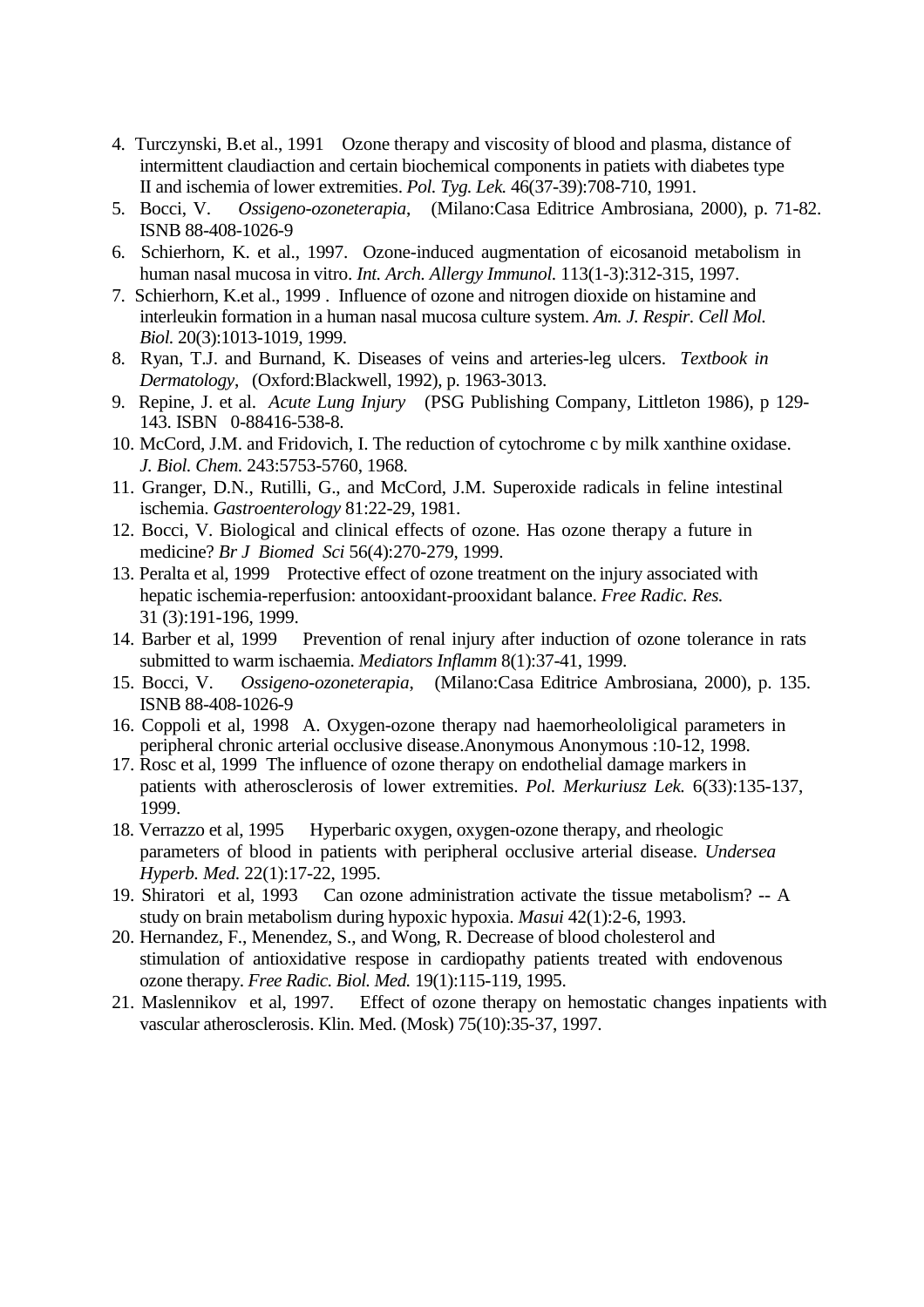4. Turczynski, B.et al., 1991 Ozone therapy and viscosity of blood and plasma, distance of intermittent claudiaction and certain biochemical components in patiets with diabetes type II and ischemia of lower extremities. *Pol. Tyg. Lek.* 46(37-39):708-710, 1991.
5. Bocci, V. *Ossigeno-ozoneterapia*, (Milano:Casa Editrice Ambrosiana, 2000), p. 71-82. ISNB 88-408-1026-9
6. Schierhorn, K. et al., 1997. Ozone-induced augmentation of eicosanoid metabolism in human nasal mucosa in vitro. *Int. Arch. Allergy Immunol.* 113(1-3):312-315, 1997.
7. Schierhorn, K.et al., 1999 . Influence of ozone and nitrogen dioxide on histamine and interleukin formation in a human nasal mucosa culture system. *Am. J. Respir. Cell Mol. Biol.* 20(3):1013-1019, 1999.
8. Ryan, T.J. and Burnand, K. Diseases of veins and arteries-leg ulcers. *Textbook in Dermatology*, (Oxford:Blackwell, 1992), p. 1963-3013.
9. Repine, J. et al. *Acute Lung Injury* (PSG Publishing Company, Littleton 1986), p 129-143. ISBN 0-88416-538-8.
10. McCord, J.M. and Fridovich, I. The reduction of cytochrome c by milk xanthine oxidase. *J. Biol. Chem.* 243:5753-5760, 1968.
11. Granger, D.N., Rutilli, G., and McCord, J.M. Superoxide radicals in feline intestinal ischemia. *Gastroenterology* 81:22-29, 1981.
12. Bocci, V. Biological and clinical effects of ozone. Has ozone therapy a future in medicine? *Br J Biomed Sci* 56(4):270-279, 1999.
13. Peralta et al, 1999 Protective effect of ozone treatment on the injury associated with hepatic ischemia-reperfusion: antooxidant-prooxidant balance. *Free Radic. Res.* 31 (3):191-196, 1999.
14. Barber et al, 1999 Prevention of renal injury after induction of ozone tolerance in rats submitted to warm ischaemia. *Mediators Inflamm* 8(1):37-41, 1999.
15. Bocci, V. *Ossigeno-ozoneterapia*, (Milano:Casa Editrice Ambrosiana, 2000), p. 135. ISNB 88-408-1026-9
16. Coppoli et al, 1998 A. Oxygen-ozone therapy nad haemorheololigical parameters in peripheral chronic arterial occlusive disease.Anonymous Anonymous :10-12, 1998.
17. Rosc et al, 1999 The influence of ozone therapy on endothelial damage markers in patients with atherosclerosis of lower extremities. *Pol. Merkuriusz Lek.* 6(33):135-137, 1999.
18. Verrazzo et al, 1995 Hyperbaric oxygen, oxygen-ozone therapy, and rheologic parameters of blood in patients with peripheral occlusive arterial disease. *Undersea Hyperb. Med.* 22(1):17-22, 1995.
19. Shiratori et al, 1993 Can ozone administration activate the tissue metabolism? -- A study on brain metabolism during hypoxic hypoxia. *Masui* 42(1):2-6, 1993.
20. Hernandez, F., Menendez, S., and Wong, R. Decrease of blood cholesterol and stimulation of antioxidative respose in cardiopathy patients treated with endovenous ozone therapy. *Free Radic. Biol. Med.* 19(1):115-119, 1995.
21. Maslennikov et al, 1997. Effect of ozone therapy on hemostatic changes inpatients with vascular atherosclerosis. Klin. Med. (Mosk) 75(10):35-37, 1997.